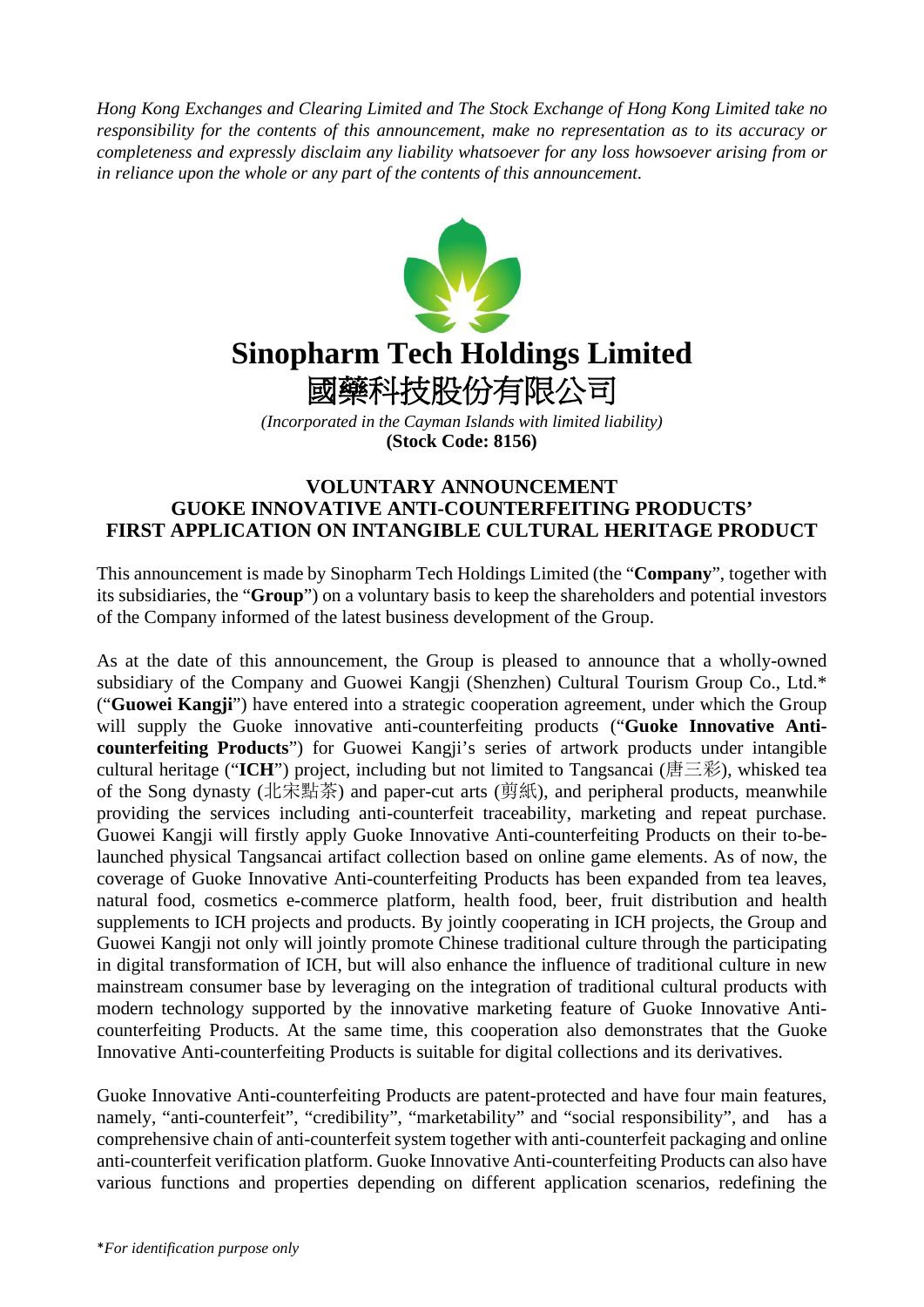*Hong Kong Exchanges and Clearing Limited and The Stock Exchange of Hong Kong Limited take no responsibility for the contents of this announcement, make no representation as to its accuracy or completeness and expressly disclaim any liability whatsoever for any loss howsoever arising from or in reliance upon the whole or any part of the contents of this announcement.*

# Sinopharm Tech Holdings Limited
# 國藥科技股份有限公司

*(Incorporated in the Cayman Islands with limited liability)*
**(Stock Code: 8156)**

## VOLUNTARY ANNOUNCEMENT
## GUOKE INNOVATIVE ANTI-COUNTERFEITING PRODUCTS' FIRST APPLICATION ON INTANGIBLE CULTURAL HERITAGE PRODUCT

This announcement is made by Sinopharm Tech Holdings Limited (the "**Company**", together with its subsidiaries, the "**Group**") on a voluntary basis to keep the shareholders and potential investors of the Company informed of the latest business development of the Group.

As at the date of this announcement, the Group is pleased to announce that a wholly-owned subsidiary of the Company and Guowei Kangji (Shenzhen) Cultural Tourism Group Co., Ltd.* ("**Guowei Kangji**") have entered into a strategic cooperation agreement, under which the Group will supply the Guoke innovative anti-counterfeiting products ("**Guoke Innovative Anti-counterfeiting Products**") for Guowei Kangji's series of artwork products under intangible cultural heritage ("**ICH**") project, including but not limited to Tangsancai (唐三彩), whisked tea of the Song dynasty (北宋點茶) and paper-cut arts (剪紙), and peripheral products, meanwhile providing the services including anti-counterfeit traceability, marketing and repeat purchase. Guowei Kangji will firstly apply Guoke Innovative Anti-counterfeiting Products on their to-be-launched physical Tangsancai artifact collection based on online game elements. As of now, the coverage of Guoke Innovative Anti-counterfeiting Products has been expanded from tea leaves, natural food, cosmetics e-commerce platform, health food, beer, fruit distribution and health supplements to ICH projects and products. By jointly cooperating in ICH projects, the Group and Guowei Kangji not only will jointly promote Chinese traditional culture through the participating in digital transformation of ICH, but will also enhance the influence of traditional culture in new mainstream consumer base by leveraging on the integration of traditional cultural products with modern technology supported by the innovative marketing feature of Guoke Innovative Anti-counterfeiting Products. At the same time, this cooperation also demonstrates that the Guoke Innovative Anti-counterfeiting Products is suitable for digital collections and its derivatives.

Guoke Innovative Anti-counterfeiting Products are patent-protected and have four main features, namely, "anti-counterfeit", "credibility", "marketability" and "social responsibility", and has a comprehensive chain of anti-counterfeit system together with anti-counterfeit packaging and online anti-counterfeit verification platform. Guoke Innovative Anti-counterfeiting Products can also have various functions and properties depending on different application scenarios, redefining the

*\*For identification purpose only*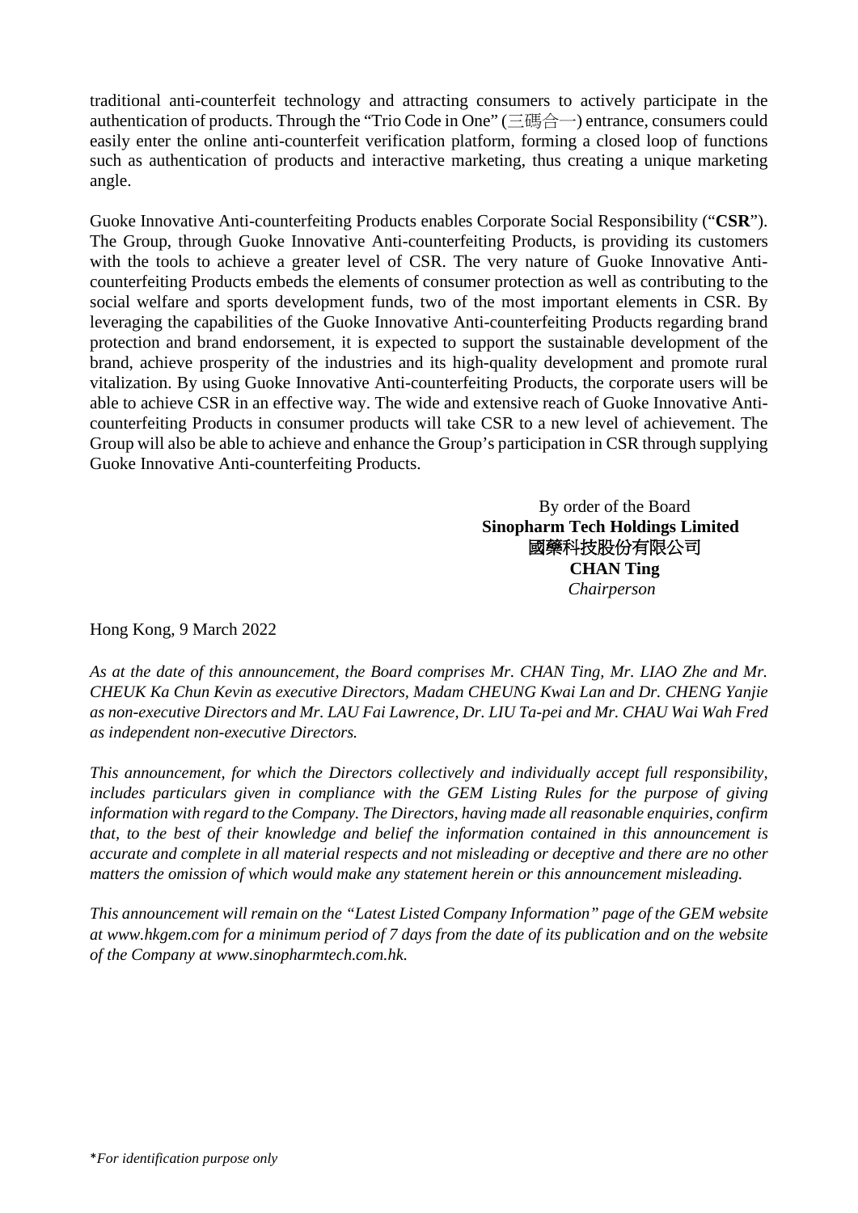traditional anti-counterfeit technology and attracting consumers to actively participate in the authentication of products. Through the "Trio Code in One" (三碼合一) entrance, consumers could easily enter the online anti-counterfeit verification platform, forming a closed loop of functions such as authentication of products and interactive marketing, thus creating a unique marketing angle.

Guoke Innovative Anti-counterfeiting Products enables Corporate Social Responsibility ("**CSR**"). The Group, through Guoke Innovative Anti-counterfeiting Products, is providing its customers with the tools to achieve a greater level of CSR. The very nature of Guoke Innovative Anti-counterfeiting Products embeds the elements of consumer protection as well as contributing to the social welfare and sports development funds, two of the most important elements in CSR. By leveraging the capabilities of the Guoke Innovative Anti-counterfeiting Products regarding brand protection and brand endorsement, it is expected to support the sustainable development of the brand, achieve prosperity of the industries and its high-quality development and promote rural vitalization. By using Guoke Innovative Anti-counterfeiting Products, the corporate users will be able to achieve CSR in an effective way. The wide and extensive reach of Guoke Innovative Anti-counterfeiting Products in consumer products will take CSR to a new level of achievement. The Group will also be able to achieve and enhance the Group's participation in CSR through supplying Guoke Innovative Anti-counterfeiting Products.

By order of the Board
**Sinopharm Tech Holdings Limited**
**國藥科技股份有限公司**
**CHAN Ting**
*Chairperson*

Hong Kong, 9 March 2022

*As at the date of this announcement, the Board comprises Mr. CHAN Ting, Mr. LIAO Zhe and Mr. CHEUK Ka Chun Kevin as executive Directors, Madam CHEUNG Kwai Lan and Dr. CHENG Yanjie as non-executive Directors and Mr. LAU Fai Lawrence, Dr. LIU Ta-pei and Mr. CHAU Wai Wah Fred as independent non-executive Directors.*

*This announcement, for which the Directors collectively and individually accept full responsibility, includes particulars given in compliance with the GEM Listing Rules for the purpose of giving information with regard to the Company. The Directors, having made all reasonable enquiries, confirm that, to the best of their knowledge and belief the information contained in this announcement is accurate and complete in all material respects and not misleading or deceptive and there are no other matters the omission of which would make any statement herein or this announcement misleading.*

*This announcement will remain on the "Latest Listed Company Information" page of the GEM website at www.hkgem.com for a minimum period of 7 days from the date of its publication and on the website of the Company at www.sinopharmtech.com.hk.*

\**For identification purpose only*